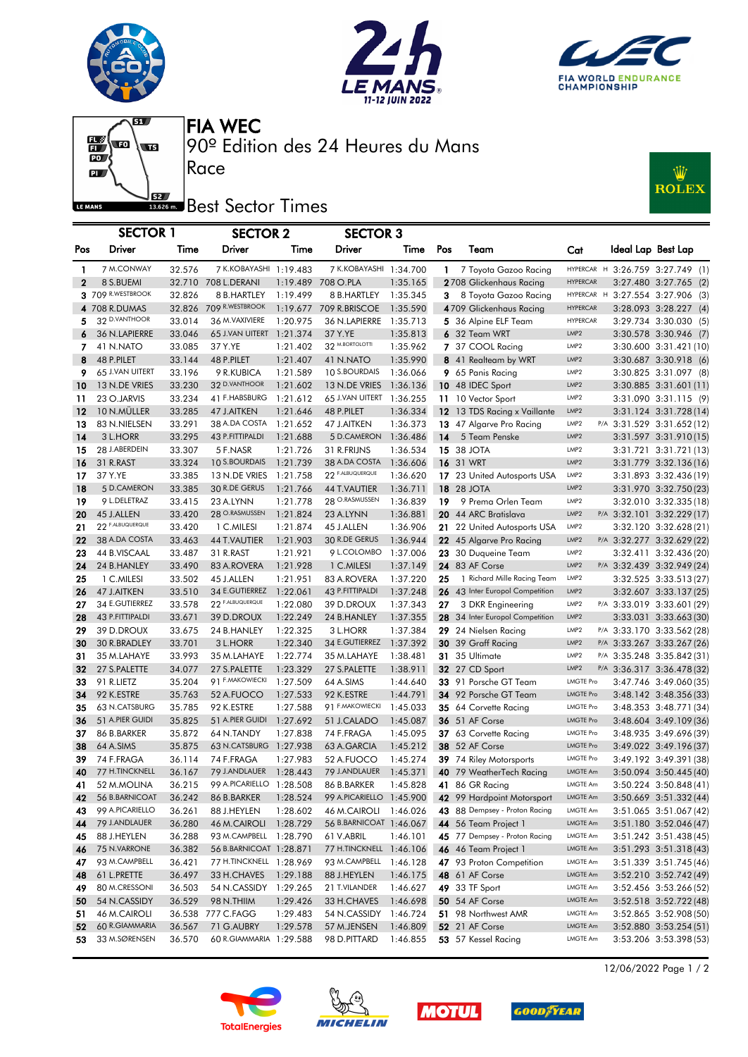# FIA WEC

## 90º Edition des 24 Heures du Mans

Race

## Best Sector Times

| Pos | SECTOR 1 Driver | Time | SECTOR 2 Driver | Time | SECTOR 3 Driver | Time | Pos | Team | Cat | Ideal Lap | Best Lap |
|---|---|---|---|---|---|---|---|---|---|---|---|
| 1 | 7 M.CONWAY | 32.576 | 7 K.KOBAYASHI | 1:19.483 | 7 K.KOBAYASHI | 1:34.700 | 1 | 7 Toyota Gazoo Racing | HYPERCAR H | 3:26.759 | 3:27.749 (1) |
| 2 | 8 S.BUEMI | 32.710 | 708 L.DERANI | 1:19.489 | 708 O.PLA | 1:35.165 | 2 | 708 Glickenhaus Racing | HYPERCAR | 3:27.480 | 3:27.765 (2) |
| 3 | 709 R.WESTBROOK | 32.826 | 8 B.HARTLEY | 1:19.499 | 8 B.HARTLEY | 1:35.345 | 3 | 8 Toyota Gazoo Racing | HYPERCAR H | 3:27.554 | 3:27.906 (3) |
| 4 | 708 R.DUMAS | 32.826 | 709 R.WESTBROOK | 1:19.677 | 709 R.BRISCOE | 1:35.590 | 4 | 709 Glickenhaus Racing | HYPERCAR | 3:28.093 | 3:28.227 (4) |
| 5 | 32 D.VANTHOOR | 33.014 | 36 M.VAXIVIERE | 1:20.975 | 36 N.LAPIERRE | 1:35.713 | 5 | 36 Alpine ELF Team | HYPERCAR | 3:29.734 | 3:30.030 (5) |
| 6 | 36 N.LAPIERRE | 33.046 | 65 J.VAN UITERT | 1:21.374 | 37 Y.YE | 1:35.813 | 6 | 32 Team WRT | LMP2 | 3:30.578 | 3:30.946 (7) |
| 7 | 41 N.NATO | 33.085 | 37 Y.YE | 1:21.402 | 32 M.BORTOLOTTI | 1:35.962 | 7 | 37 COOL Racing | LMP2 | 3:30.600 | 3:31.421 (10) |
| 8 | 48 P.PILET | 33.144 | 48 P.PILET | 1:21.407 | 41 N.NATO | 1:35.990 | 8 | 41 Realteam by WRT | LMP2 | 3:30.687 | 3:30.918 (6) |
| 9 | 65 J.VAN UITERT | 33.196 | 9 R.KUBICA | 1:21.589 | 10 S.BOURDAIS | 1:36.066 | 9 | 65 Panis Racing | LMP2 | 3:30.825 | 3:31.097 (8) |
| 10 | 13 N.DE VRIES | 33.230 | 32 D.VANTHOOR | 1:21.602 | 13 N.DE VRIES | 1:36.136 | 10 | 48 IDEC Sport | LMP2 | 3:30.885 | 3:31.601 (11) |
| 11 | 23 O.JARVIS | 33.234 | 41 F.HABSBURG | 1:21.612 | 65 J.VAN UITERT | 1:36.255 | 11 | 10 Vector Sport | LMP2 | 3:31.090 | 3:31.115 (9) |
| 12 | 10 N.MÜLLER | 33.285 | 47 J.AITKEN | 1:21.646 | 48 P.PILET | 1:36.334 | 12 | 13 TDS Racing x Vaillante | LMP2 | 3:31.124 | 3:31.728 (14) |
| 13 | 83 N.NIELSEN | 33.291 | 38 A.DA COSTA | 1:21.652 | 47 J.AITKEN | 1:36.373 | 13 | 47 Algarve Pro Racing | LMP2 P/A | 3:31.529 | 3:31.652 (12) |
| 14 | 3 L.HORR | 33.295 | 43 P.FITTIPALDI | 1:21.688 | 5 D.CAMERON | 1:36.486 | 14 | 5 Team Penske | LMP2 | 3:31.597 | 3:31.910 (15) |
| 15 | 28 J.ABERDEIN | 33.307 | 5 F.NASR | 1:21.726 | 31 R.FRIJNS | 1:36.534 | 15 | 38 JOTA | LMP2 | 3:31.721 | 3:31.721 (13) |
| 16 | 31 R.RAST | 33.324 | 10 S.BOURDAIS | 1:21.739 | 38 A.DA COSTA | 1:36.606 | 16 | 31 WRT | LMP2 | 3:31.779 | 3:32.136 (16) |
| 17 | 37 Y.YE | 33.385 | 13 N.DE VRIES | 1:21.758 | 22 F.ALBUQUERQUE | 1:36.620 | 17 | 23 United Autosports USA | LMP2 | 3:31.893 | 3:32.436 (19) |
| 18 | 5 D.CAMERON | 33.385 | 30 R.DE GERUS | 1:21.766 | 44 T.VAUTIER | 1:36.711 | 18 | 28 JOTA | LMP2 | 3:31.970 | 3:32.750 (23) |
| 19 | 9 L.DELETRAZ | 33.415 | 23 A.LYNN | 1:21.778 | 28 O.RASMUSSEN | 1:36.839 | 19 | 9 Prema Orlen Team | LMP2 | 3:32.010 | 3:32.335 (18) |
| 20 | 45 J.ALLEN | 33.420 | 28 O.RASMUSSEN | 1:21.824 | 23 A.LYNN | 1:36.881 | 20 | 44 ARC Bratislava | LMP2 P/A | 3:32.101 | 3:32.229 (17) |
| 21 | 22 F.ALBUQUERQUE | 33.420 | 1 C.MILESI | 1:21.874 | 45 J.ALLEN | 1:36.906 | 21 | 22 United Autosports USA | LMP2 | 3:32.120 | 3:32.628 (21) |
| 22 | 38 A.DA COSTA | 33.463 | 44 T.VAUTIER | 1:21.903 | 30 R.DE GERUS | 1:36.944 | 22 | 45 Algarve Pro Racing | LMP2 P/A | 3:32.277 | 3:32.629 (22) |
| 23 | 44 B.VISCAAL | 33.487 | 31 R.RAST | 1:21.921 | 9 L.COLOMBO | 1:37.006 | 23 | 30 Duqueine Team | LMP2 | 3:32.411 | 3:32.436 (20) |
| 24 | 24 B.HANLEY | 33.490 | 83 A.ROVERA | 1:21.928 | 1 C.MILESI | 1:37.149 | 24 | 83 AF Corse | LMP2 P/A | 3:32.439 | 3:32.949 (24) |
| 25 | 1 C.MILESI | 33.502 | 45 J.ALLEN | 1:21.951 | 83 A.ROVERA | 1:37.220 | 25 | 1 Richard Mille Racing Team | LMP2 | 3:32.525 | 3:33.513 (27) |
| 26 | 47 J.AITKEN | 33.510 | 34 E.GUTIERREZ | 1:22.061 | 43 P.FITTIPALDI | 1:37.248 | 26 | 43 Inter Europol Competition | LMP2 | 3:32.607 | 3:33.137 (25) |
| 27 | 34 E.GUTIERREZ | 33.578 | 22 F.ALBUQUERQUE | 1:22.080 | 39 D.DROUX | 1:37.343 | 27 | 3 DKR Engineering | LMP2 P/A | 3:33.019 | 3:33.601 (29) |
| 28 | 43 P.FITTIPALDI | 33.671 | 39 D.DROUX | 1:22.249 | 24 B.HANLEY | 1:37.355 | 28 | 34 Inter Europol Competition | LMP2 | 3:33.031 | 3:33.663 (30) |
| 29 | 39 D.DROUX | 33.675 | 24 B.HANLEY | 1:22.325 | 3 L.HORR | 1:37.384 | 29 | 24 Nielsen Racing | LMP2 P/A | 3:33.170 | 3:33.562 (28) |
| 30 | 30 R.BRADLEY | 33.701 | 3 L.HORR | 1:22.340 | 34 E.GUTIERREZ | 1:37.392 | 30 | 39 Graff Racing | LMP2 P/A | 3:33.267 | 3:33.267 (26) |
| 31 | 35 M.LAHAYE | 33.993 | 35 M.LAHAYE | 1:22.774 | 35 M.LAHAYE | 1:38.481 | 31 | 35 Ultimate | LMP2 P/A | 3:35.248 | 3:35.842 (31) |
| 32 | 27 S.PALETTE | 34.077 | 27 S.PALETTE | 1:23.329 | 27 S.PALETTE | 1:38.911 | 32 | 27 CD Sport | LMP2 P/A | 3:36.317 | 3:36.478 (32) |
| 33 | 91 R.LIETZ | 35.204 | 91 F.MAKOWIECKI | 1:27.509 | 64 A.SIMS | 1:44.640 | 33 | 91 Porsche GT Team | LMGTE Pro | 3:47.746 | 3:49.060 (35) |
| 34 | 92 K.ESTRE | 35.763 | 52 A.FUOCO | 1:27.533 | 92 K.ESTRE | 1:44.791 | 34 | 92 Porsche GT Team | LMGTE Pro | 3:48.142 | 3:48.356 (33) |
| 35 | 63 N.CATSBURG | 35.785 | 92 K.ESTRE | 1:27.588 | 91 F.MAKOWIECKI | 1:45.033 | 35 | 64 Corvette Racing | LMGTE Pro | 3:48.353 | 3:48.771 (34) |
| 36 | 51 A.PIER GUIDI | 35.825 | 51 A.PIER GUIDI | 1:27.692 | 51 J.CALADO | 1:45.087 | 36 | 51 AF Corse | LMGTE Pro | 3:48.604 | 3:49.109 (36) |
| 37 | 86 B.BARKER | 35.872 | 64 N.TANDY | 1:27.838 | 74 F.FRAGA | 1:45.095 | 37 | 63 Corvette Racing | LMGTE Pro | 3:48.935 | 3:49.696 (39) |
| 38 | 64 A.SIMS | 35.875 | 63 N.CATSBURG | 1:27.938 | 63 A.GARCIA | 1:45.212 | 38 | 52 AF Corse | LMGTE Pro | 3:49.022 | 3:49.196 (37) |
| 39 | 74 F.FRAGA | 36.114 | 74 F.FRAGA | 1:27.983 | 52 A.FUOCO | 1:45.274 | 39 | 74 Riley Motorsports | LMGTE Pro | 3:49.192 | 3:49.391 (38) |
| 40 | 77 H.TINCKNELL | 36.167 | 79 J.ANDLAUER | 1:28.443 | 79 J.ANDLAUER | 1:45.371 | 40 | 79 WeatherTech Racing | LMGTE Am | 3:50.094 | 3:50.445 (40) |
| 41 | 52 M.MOLINA | 36.215 | 99 A.PICARIELLO | 1:28.508 | 86 B.BARKER | 1:45.828 | 41 | 86 GR Racing | LMGTE Am | 3:50.224 | 3:50.848 (41) |
| 42 | 56 B.BARNICOAT | 36.242 | 86 B.BARKER | 1:28.524 | 99 A.PICARIELLO | 1:45.900 | 42 | 99 Hardpoint Motorsport | LMGTE Am | 3:50.669 | 3:51.332 (44) |
| 43 | 99 A.PICARIELLO | 36.261 | 88 J.HEYLEN | 1:28.602 | 46 M.CAIROLI | 1:46.026 | 43 | 88 Dempsey - Proton Racing | LMGTE Am | 3:51.065 | 3:51.067 (42) |
| 44 | 79 J.ANDLAUER | 36.280 | 46 M.CAIROLI | 1:28.729 | 56 B.BARNICOAT | 1:46.067 | 44 | 56 Team Project 1 | LMGTE Am | 3:51.180 | 3:52.046 (47) |
| 45 | 88 J.HEYLEN | 36.288 | 93 M.CAMPBELL | 1:28.790 | 61 V.ABRIL | 1:46.101 | 45 | 77 Dempsey - Proton Racing | LMGTE Am | 3:51.242 | 3:51.438 (45) |
| 46 | 75 N.VARRONE | 36.382 | 56 B.BARNICOAT | 1:28.871 | 77 H.TINCKNELL | 1:46.106 | 46 | 46 Team Project 1 | LMGTE Am | 3:51.293 | 3:51.318 (43) |
| 47 | 93 M.CAMPBELL | 36.421 | 77 H.TINCKNELL | 1:28.969 | 93 M.CAMPBELL | 1:46.128 | 47 | 93 Proton Competition | LMGTE Am | 3:51.339 | 3:51.745 (46) |
| 48 | 61 L.PRETTE | 36.497 | 33 H.CHAVES | 1:29.188 | 88 J.HEYLEN | 1:46.175 | 48 | 61 AF Corse | LMGTE Am | 3:52.210 | 3:52.742 (49) |
| 49 | 80 M.CRESSONI | 36.503 | 54 N.CASSIDY | 1:29.265 | 21 T.VILANDER | 1:46.627 | 49 | 33 TF Sport | LMGTE Am | 3:52.456 | 3:53.266 (52) |
| 50 | 54 N.CASSIDY | 36.529 | 98 N.THIIM | 1:29.426 | 33 H.CHAVES | 1:46.698 | 50 | 54 AF Corse | LMGTE Am | 3:52.518 | 3:52.722 (48) |
| 51 | 46 M.CAIROLI | 36.538 | 777 C.FAGG | 1:29.483 | 54 N.CASSIDY | 1:46.724 | 51 | 98 Northwest AMR | LMGTE Am | 3:52.865 | 3:52.908 (50) |
| 52 | 60 R.GIAMMARIA | 36.567 | 71 G.AUBRY | 1:29.578 | 57 M.JENSEN | 1:46.809 | 52 | 21 AF Corse | LMGTE Am | 3:52.880 | 3:53.254 (51) |
| 53 | 33 M.SØRENSEN | 36.570 | 60 R.GIAMMARIA | 1:29.588 | 98 D.PITTARD | 1:46.855 | 53 | 57 Kessel Racing | LMGTE Am | 3:53.206 | 3:53.398 (53) |

12/06/2022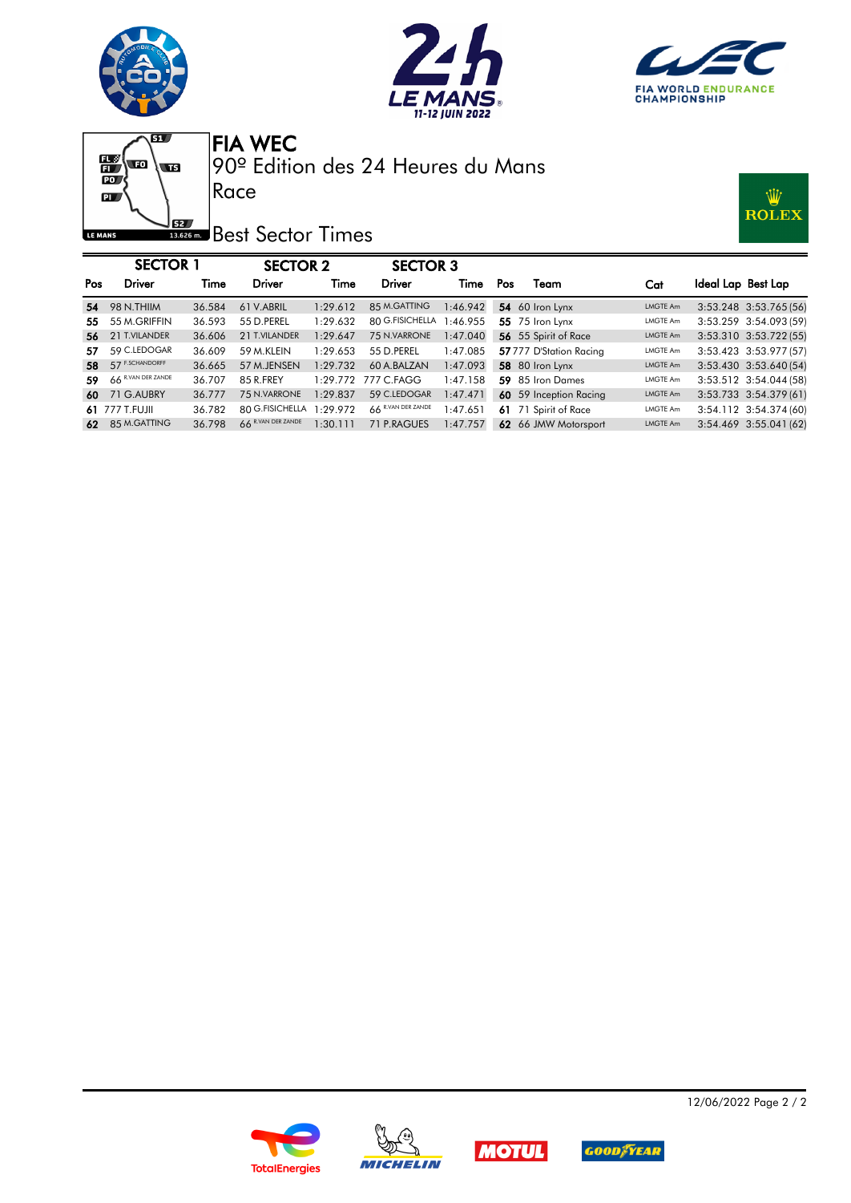# FIA WEC

90º Edition des 24 Heures du Mans

Race

## Best Sector Times

| SECTOR 1 | | | SECTOR 2 | | SECTOR 3 | | | | | | |
|---|---|---|---|---|---|---|---|---|---|---|---|
| Pos | Driver | Time | Driver | Time | Driver | Time | Pos | Team | Cat | Ideal Lap | Best Lap |
| 54 | 98 N.THIIM | 36.584 | 61 V.ABRIL | 1:29.612 | 85 M.GATTING | 1:46.942 | 54 | 60 Iron Lynx | LMGTE Am | 3:53.248 | 3:53.765 (56) |
| 55 | 55 M.GRIFFIN | 36.593 | 55 D.PEREL | 1:29.632 | 80 G.FISICHELLA | 1:46.955 | 55 | 75 Iron Lynx | LMGTE Am | 3:53.259 | 3:54.093 (59) |
| 56 | 21 T.VILANDER | 36.606 | 21 T.VILANDER | 1:29.647 | 75 N.VARRONE | 1:47.040 | 56 | 55 Spirit of Race | LMGTE Am | 3:53.310 | 3:53.722 (55) |
| 57 | 59 C.LEDOGAR | 36.609 | 59 M.KLEIN | 1:29.653 | 55 D.PEREL | 1:47.085 | 57 | 777 D'Station Racing | LMGTE Am | 3:53.423 | 3:53.977 (57) |
| 58 | 57 F.SCHANDORFF | 36.665 | 57 M.JENSEN | 1:29.732 | 60 A.BALZAN | 1:47.093 | 58 | 80 Iron Lynx | LMGTE Am | 3:53.430 | 3:53.640 (54) |
| 59 | 66 R.VAN DER ZANDE | 36.707 | 85 R.FREY | 1:29.772 | 777 C.FAGG | 1:47.158 | 59 | 85 Iron Dames | LMGTE Am | 3:53.512 | 3:54.044 (58) |
| 60 | 71 G.AUBRY | 36.777 | 75 N.VARRONE | 1:29.837 | 59 C.LEDOGAR | 1:47.471 | 60 | 59 Inception Racing | LMGTE Am | 3:53.733 | 3:54.379 (61) |
| 61 | 777 T.FUJII | 36.782 | 80 G.FISICHELLA | 1:29.972 | 66 R.VAN DER ZANDE | 1:47.651 | 61 | 71 Spirit of Race | LMGTE Am | 3:54.112 | 3:54.374 (60) |
| 62 | 85 M.GATTING | 36.798 | 66 R.VAN DER ZANDE | 1:30.111 | 71 P.RAGUES | 1:47.757 | 62 | 66 JMW Motorsport | LMGTE Am | 3:54.469 | 3:55.041 (62) |

12/06/2022